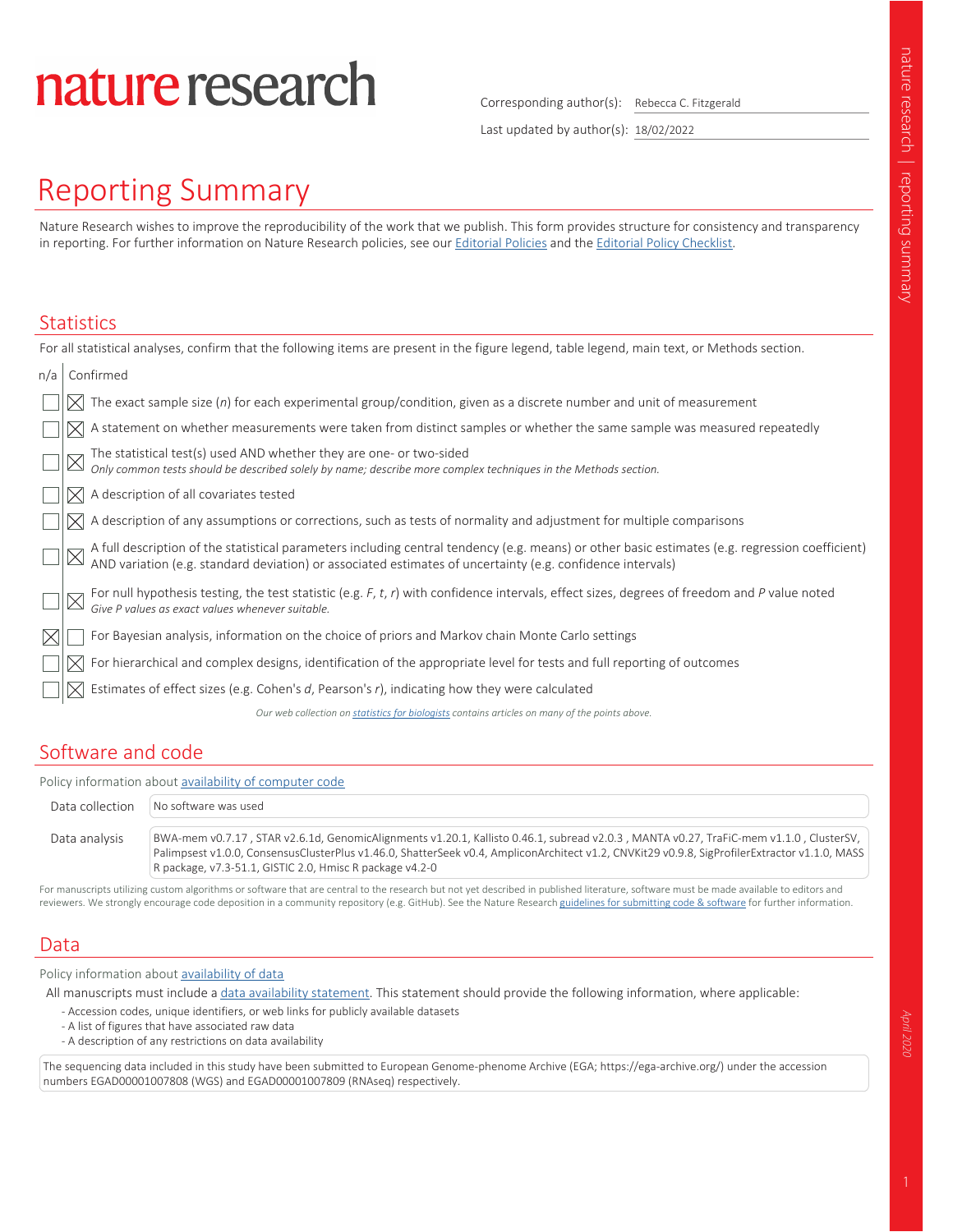# nature research

Corresponding author(s): Rebecca C. Fitzgerald

Last updated by author(s): 18/02/2022

# Reporting Summary

Nature Research wishes to improve the reproducibility of the work that we publish. This form provides structure for consistency and transparency in reporting. For further information on Nature Research policies, see our Editorial Policies and the Editorial Policy Checklist.

## Statistics

For all statistical analyses, confirm that the following items are present in the figure legend, table legend, main text, or Methods section.

| n/a | Confirmed | |
|---|---|---|
| ☐ | ☒ | The exact sample size (*n*) for each experimental group/condition, given as a discrete number and unit of measurement |
| ☐ | ☒ | A statement on whether measurements were taken from distinct samples or whether the same sample was measured repeatedly |
| ☐ | ☒ | The statistical test(s) used AND whether they are one- or two-sided<br>*Only common tests should be described solely by name; describe more complex techniques in the Methods section.* |
| ☐ | ☒ | A description of all covariates tested |
| ☐ | ☒ | A description of any assumptions or corrections, such as tests of normality and adjustment for multiple comparisons |
| ☐ | ☒ | A full description of the statistical parameters including central tendency (e.g. means) or other basic estimates (e.g. regression coefficient) AND variation (e.g. standard deviation) or associated estimates of uncertainty (e.g. confidence intervals) |
| ☐ | ☒ | For null hypothesis testing, the test statistic (e.g. *F*, *t*, *r*) with confidence intervals, effect sizes, degrees of freedom and *P* value noted<br>*Give P values as exact values whenever suitable.* |
| ☒ | ☐ | For Bayesian analysis, information on the choice of priors and Markov chain Monte Carlo settings |
| ☐ | ☒ | For hierarchical and complex designs, identification of the appropriate level for tests and full reporting of outcomes |
| ☐ | ☒ | Estimates of effect sizes (e.g. Cohen's *d*, Pearson's *r*), indicating how they were calculated |

*Our web collection on statistics for biologists contains articles on many of the points above.*

## Software and code

Policy information about availability of computer code

| | |
|---|---|
| Data collection | No software was used |
| Data analysis | BWA-mem v0.7.17 , STAR v2.6.1d, GenomicAlignments v1.20.1, Kallisto 0.46.1, subread v2.0.3 , MANTA v0.27, TraFiC-mem v1.1.0 , ClusterSV, Palimpsest v1.0.0, ConsensusClusterPlus v1.46.0, ShatterSeek v0.4, AmpliconArchitect v1.2, CNVKit29 v0.9.8, SigProfilerExtractor v1.1.0, MASS R package, v7.3-51.1, GISTIC 2.0, Hmisc R package v4.2-0 |

For manuscripts utilizing custom algorithms or software that are central to the research but not yet described in published literature, software must be made available to editors and reviewers. We strongly encourage code deposition in a community repository (e.g. GitHub). See the Nature Research guidelines for submitting code & software for further information.

## Data

Policy information about availability of data

All manuscripts must include a data availability statement. This statement should provide the following information, where applicable:

- Accession codes, unique identifiers, or web links for publicly available datasets
- A list of figures that have associated raw data
- A description of any restrictions on data availability

The sequencing data included in this study have been submitted to European Genome-phenome Archive (EGA; https://ega-archive.org/) under the accession numbers EGAD00001007808 (WGS) and EGAD00001007809 (RNAseq) respectively.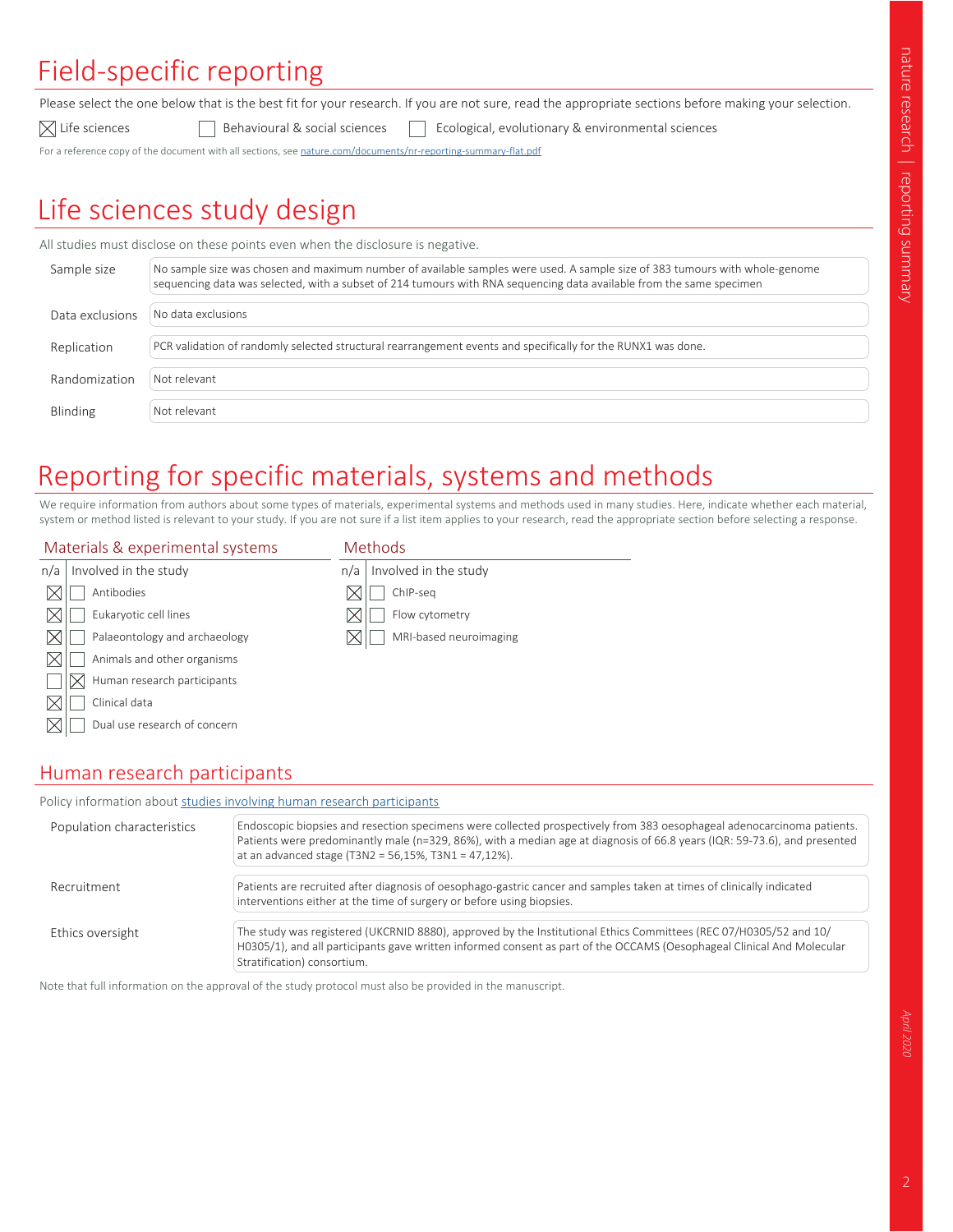# Field-specific reporting

Please select the one below that is the best fit for your research. If you are not sure, read the appropriate sections before making your selection.

☒ Life sciences ☐ Behavioural & social sciences ☐ Ecological, evolutionary & environmental sciences

For a reference copy of the document with all sections, see nature.com/documents/nr-reporting-summary-flat.pdf

# Life sciences study design

All studies must disclose on these points even when the disclosure is negative.

| | |
|---|---|
| Sample size | No sample size was chosen and maximum number of available samples were used. A sample size of 383 tumours with whole-genome sequencing data was selected, with a subset of 214 tumours with RNA sequencing data available from the same specimen |
| Data exclusions | No data exclusions |
| Replication | PCR validation of randomly selected structural rearrangement events and specifically for the RUNX1 was done. |
| Randomization | Not relevant |
| Blinding | Not relevant |

# Reporting for specific materials, systems and methods

We require information from authors about some types of materials, experimental systems and methods used in many studies. Here, indicate whether each material, system or method listed is relevant to your study. If you are not sure if a list item applies to your research, read the appropriate section before selecting a response.

## Materials & experimental systems

| n/a | Involved in the study |
|---|---|
| ☒ | ☐ Antibodies |
| ☒ | ☐ Eukaryotic cell lines |
| ☒ | ☐ Palaeontology and archaeology |
| ☒ | ☐ Animals and other organisms |
| ☐ | ☒ Human research participants |
| ☒ | ☐ Clinical data |
| ☒ | ☐ Dual use research of concern |

## Methods

| n/a | Involved in the study |
|---|---|
| ☒ | ☐ ChIP-seq |
| ☒ | ☐ Flow cytometry |
| ☒ | ☐ MRI-based neuroimaging |

## Human research participants

Policy information about studies involving human research participants

| | |
|---|---|
| Population characteristics | Endoscopic biopsies and resection specimens were collected prospectively from 383 oesophageal adenocarcinoma patients. Patients were predominantly male (n=329, 86%), with a median age at diagnosis of 66.8 years (IQR: 59-73.6), and presented at an advanced stage (T3N2 = 56,15%, T3N1 = 47,12%). |
| Recruitment | Patients are recruited after diagnosis of oesophago-gastric cancer and samples taken at times of clinically indicated interventions either at the time of surgery or before using biopsies. |
| Ethics oversight | The study was registered (UKCRNID 8880), approved by the Institutional Ethics Committees (REC 07/H0305/52 and 10/H0305/1), and all participants gave written informed consent as part of the OCCAMS (Oesophageal Clinical And Molecular Stratification) consortium. |

Note that full information on the approval of the study protocol must also be provided in the manuscript.